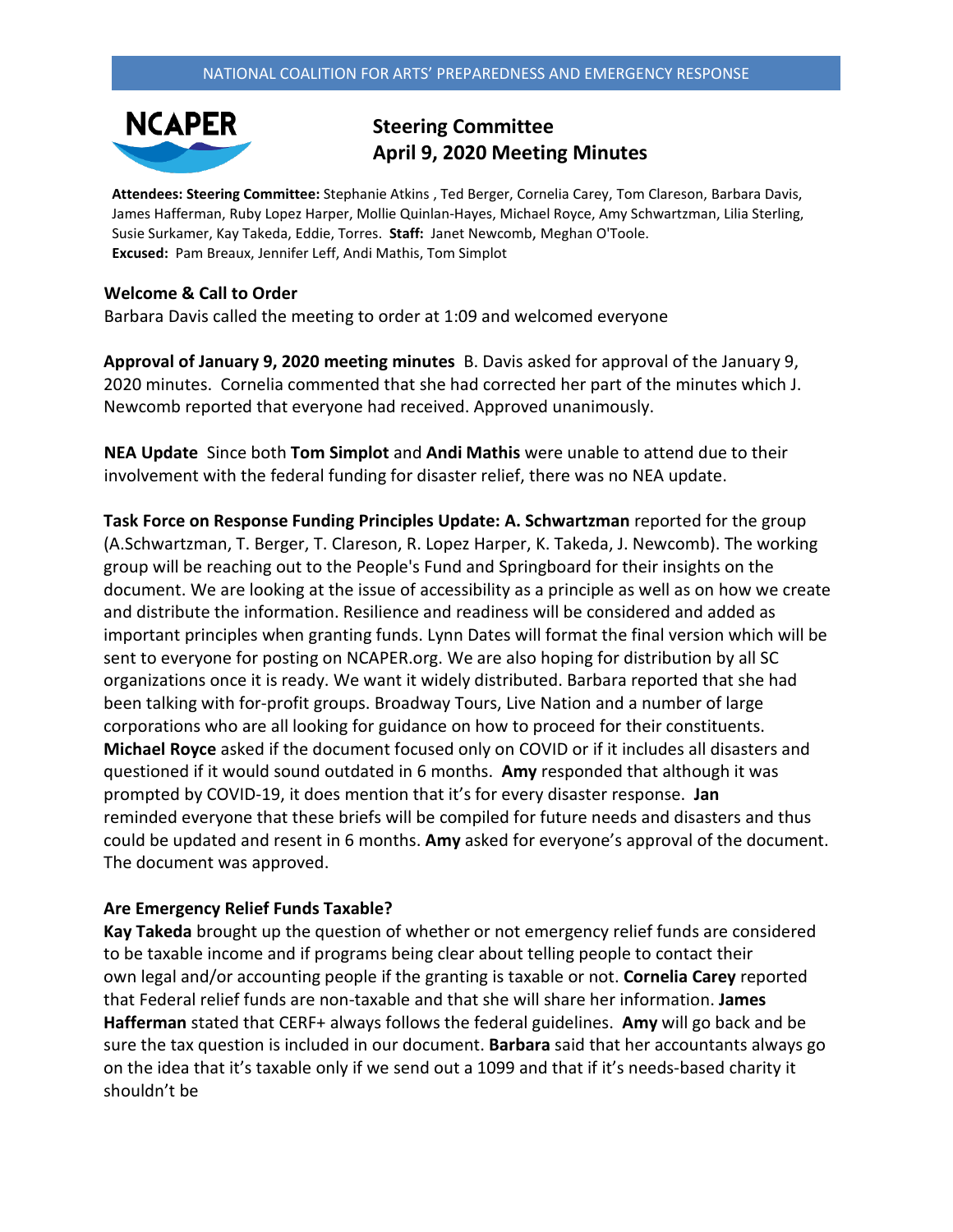NATIONAL COALITION FOR ARTS' PREPAREDNESS AND EMERGENCY RESPONSE

NCAPER

# Steering Committee
# April 9, 2020 Meeting Minutes

**Attendees: Steering Committee:** Stephanie Atkins , Ted Berger, Cornelia Carey, Tom Clareson, Barbara Davis, James Hafferman, Ruby Lopez Harper, Mollie Quinlan-Hayes, Michael Royce, Amy Schwartzman, Lilia Sterling, Susie Surkamer, Kay Takeda, Eddie, Torres. **Staff:** Janet Newcomb, Meghan O'Toole.
**Excused:** Pam Breaux, Jennifer Leff, Andi Mathis, Tom Simplot

**Welcome & Call to Order**
Barbara Davis called the meeting to order at 1:09 and welcomed everyone

**Approval of January 9, 2020 meeting minutes** B. Davis asked for approval of the January 9, 2020 minutes. Cornelia commented that she had corrected her part of the minutes which J. Newcomb reported that everyone had received. Approved unanimously.

**NEA Update** Since both **Tom Simplot** and **Andi Mathis** were unable to attend due to their involvement with the federal funding for disaster relief, there was no NEA update.

**Task Force on Response Funding Principles Update: A. Schwartzman** reported for the group (A.Schwartzman, T. Berger, T. Clareson, R. Lopez Harper, K. Takeda, J. Newcomb). The working group will be reaching out to the People's Fund and Springboard for their insights on the document. We are looking at the issue of accessibility as a principle as well as on how we create and distribute the information. Resilience and readiness will be considered and added as important principles when granting funds. Lynn Dates will format the final version which will be sent to everyone for posting on NCAPER.org. We are also hoping for distribution by all SC organizations once it is ready. We want it widely distributed. Barbara reported that she had been talking with for-profit groups. Broadway Tours, Live Nation and a number of large corporations who are all looking for guidance on how to proceed for their constituents. **Michael Royce** asked if the document focused only on COVID or if it includes all disasters and questioned if it would sound outdated in 6 months. **Amy** responded that although it was prompted by COVID-19, it does mention that it's for every disaster response. **Jan** reminded everyone that these briefs will be compiled for future needs and disasters and thus could be updated and resent in 6 months. **Amy** asked for everyone's approval of the document. The document was approved.

**Are Emergency Relief Funds Taxable?**
**Kay Takeda** brought up the question of whether or not emergency relief funds are considered to be taxable income and if programs being clear about telling people to contact their own legal and/or accounting people if the granting is taxable or not. **Cornelia Carey** reported that Federal relief funds are non-taxable and that she will share her information. **James Hafferman** stated that CERF+ always follows the federal guidelines. **Amy** will go back and be sure the tax question is included in our document. **Barbara** said that her accountants always go on the idea that it's taxable only if we send out a 1099 and that if it's needs-based charity it shouldn't be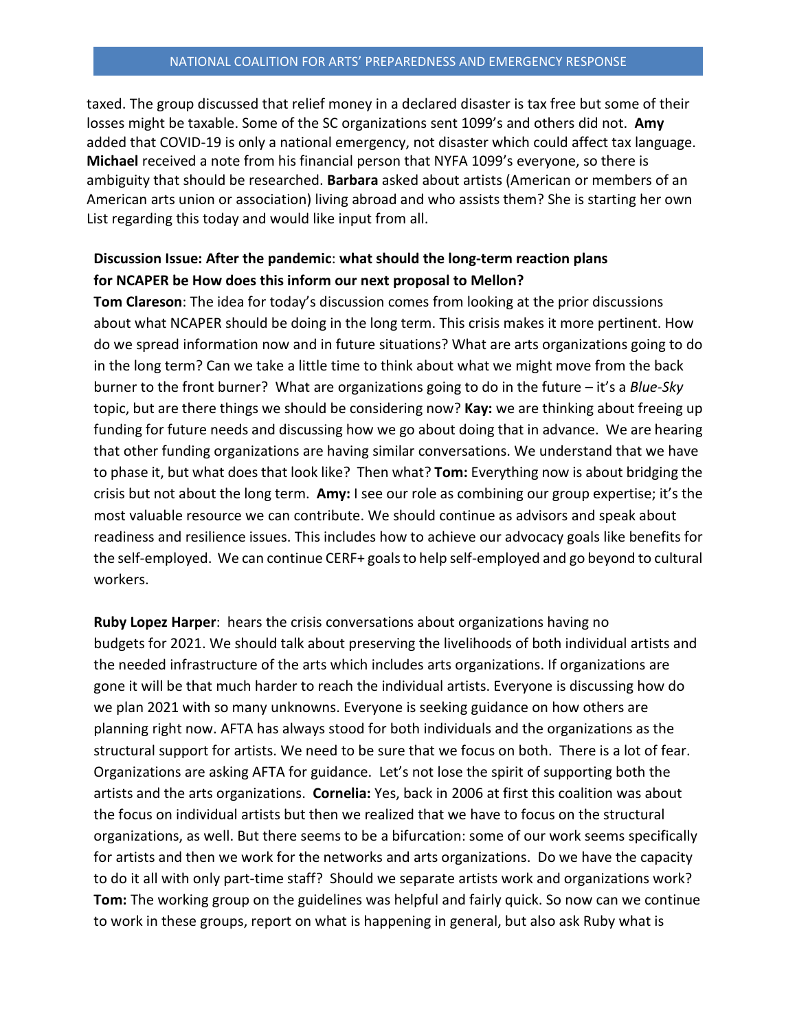taxed. The group discussed that relief money in a declared disaster is tax free but some of their losses might be taxable. Some of the SC organizations sent 1099's and others did not. **Amy** added that COVID-19 is only a national emergency, not disaster which could affect tax language. **Michael** received a note from his financial person that NYFA 1099's everyone, so there is ambiguity that should be researched. **Barbara** asked about artists (American or members of an American arts union or association) living abroad and who assists them? She is starting her own List regarding this today and would like input from all.

**Discussion Issue: After the pandemic**: **what should the long-term reaction plans for NCAPER be How does this inform our next proposal to Mellon?**

**Tom Clareson**: The idea for today's discussion comes from looking at the prior discussions about what NCAPER should be doing in the long term. This crisis makes it more pertinent. How do we spread information now and in future situations? What are arts organizations going to do in the long term? Can we take a little time to think about what we might move from the back burner to the front burner? What are organizations going to do in the future – it's a *Blue-Sky* topic, but are there things we should be considering now? **Kay:** we are thinking about freeing up funding for future needs and discussing how we go about doing that in advance. We are hearing that other funding organizations are having similar conversations. We understand that we have to phase it, but what does that look like? Then what? **Tom:** Everything now is about bridging the crisis but not about the long term. **Amy:** I see our role as combining our group expertise; it's the most valuable resource we can contribute. We should continue as advisors and speak about readiness and resilience issues. This includes how to achieve our advocacy goals like benefits for the self-employed. We can continue CERF+ goals to help self-employed and go beyond to cultural workers.

**Ruby Lopez Harper**: hears the crisis conversations about organizations having no budgets for 2021. We should talk about preserving the livelihoods of both individual artists and the needed infrastructure of the arts which includes arts organizations. If organizations are gone it will be that much harder to reach the individual artists. Everyone is discussing how do we plan 2021 with so many unknowns. Everyone is seeking guidance on how others are planning right now. AFTA has always stood for both individuals and the organizations as the structural support for artists. We need to be sure that we focus on both. There is a lot of fear. Organizations are asking AFTA for guidance. Let's not lose the spirit of supporting both the artists and the arts organizations. **Cornelia:** Yes, back in 2006 at first this coalition was about the focus on individual artists but then we realized that we have to focus on the structural organizations, as well. But there seems to be a bifurcation: some of our work seems specifically for artists and then we work for the networks and arts organizations. Do we have the capacity to do it all with only part-time staff? Should we separate artists work and organizations work? **Tom:** The working group on the guidelines was helpful and fairly quick. So now can we continue to work in these groups, report on what is happening in general, but also ask Ruby what is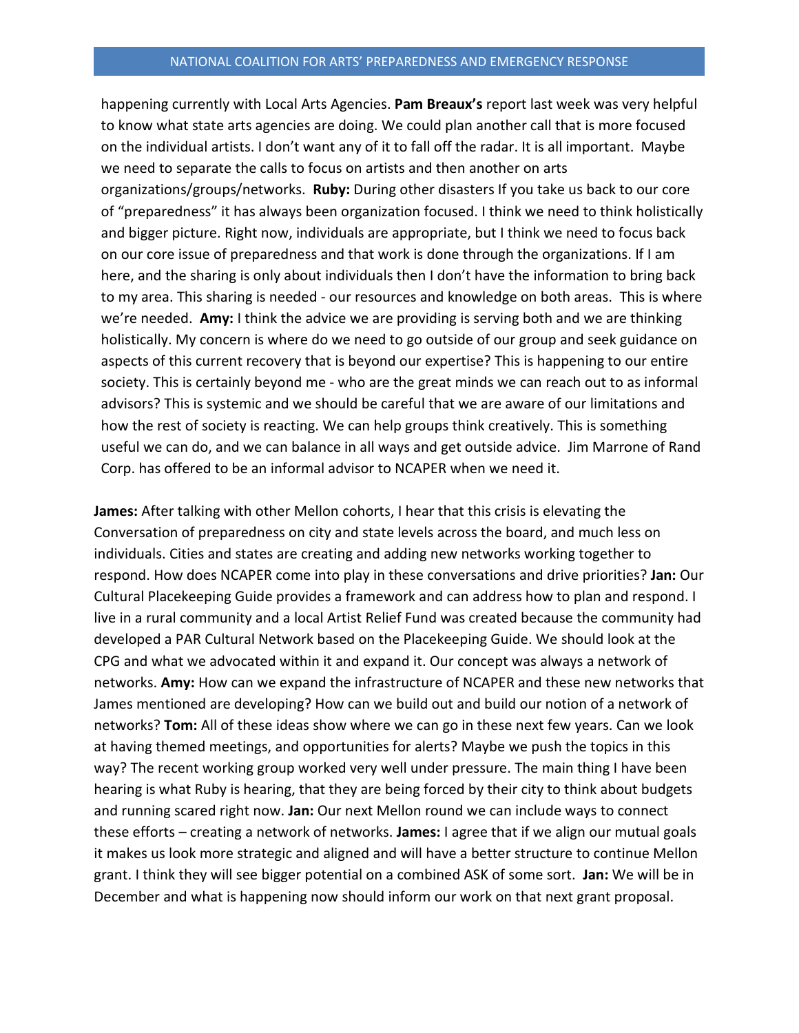happening currently with Local Arts Agencies. **Pam Breaux's** report last week was very helpful to know what state arts agencies are doing. We could plan another call that is more focused on the individual artists. I don't want any of it to fall off the radar. It is all important. Maybe we need to separate the calls to focus on artists and then another on arts organizations/groups/networks. **Ruby:** During other disasters If you take us back to our core of "preparedness" it has always been organization focused. I think we need to think holistically and bigger picture. Right now, individuals are appropriate, but I think we need to focus back on our core issue of preparedness and that work is done through the organizations. If I am here, and the sharing is only about individuals then I don't have the information to bring back to my area. This sharing is needed - our resources and knowledge on both areas. This is where we're needed. **Amy:** I think the advice we are providing is serving both and we are thinking holistically. My concern is where do we need to go outside of our group and seek guidance on aspects of this current recovery that is beyond our expertise? This is happening to our entire society. This is certainly beyond me - who are the great minds we can reach out to as informal advisors? This is systemic and we should be careful that we are aware of our limitations and how the rest of society is reacting. We can help groups think creatively. This is something useful we can do, and we can balance in all ways and get outside advice. Jim Marrone of Rand Corp. has offered to be an informal advisor to NCAPER when we need it.

**James:** After talking with other Mellon cohorts, I hear that this crisis is elevating the Conversation of preparedness on city and state levels across the board, and much less on individuals. Cities and states are creating and adding new networks working together to respond. How does NCAPER come into play in these conversations and drive priorities? **Jan:** Our Cultural Placekeeping Guide provides a framework and can address how to plan and respond. I live in a rural community and a local Artist Relief Fund was created because the community had developed a PAR Cultural Network based on the Placekeeping Guide. We should look at the CPG and what we advocated within it and expand it. Our concept was always a network of networks. **Amy:** How can we expand the infrastructure of NCAPER and these new networks that James mentioned are developing? How can we build out and build our notion of a network of networks? **Tom:** All of these ideas show where we can go in these next few years. Can we look at having themed meetings, and opportunities for alerts? Maybe we push the topics in this way? The recent working group worked very well under pressure. The main thing I have been hearing is what Ruby is hearing, that they are being forced by their city to think about budgets and running scared right now. **Jan:** Our next Mellon round we can include ways to connect these efforts – creating a network of networks. **James:** I agree that if we align our mutual goals it makes us look more strategic and aligned and will have a better structure to continue Mellon grant. I think they will see bigger potential on a combined ASK of some sort. **Jan:** We will be in December and what is happening now should inform our work on that next grant proposal.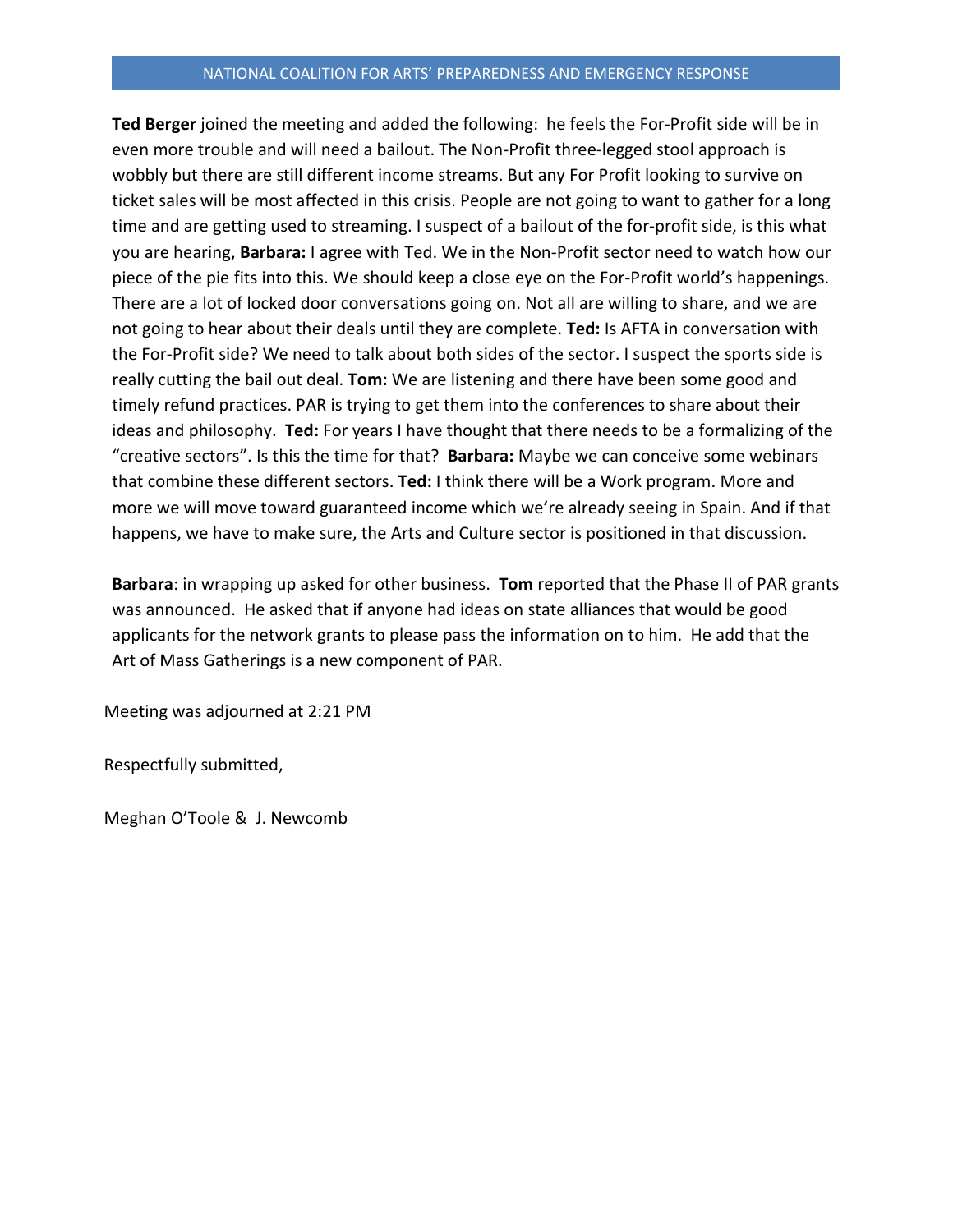**Ted Berger** joined the meeting and added the following: he feels the For-Profit side will be in even more trouble and will need a bailout. The Non-Profit three-legged stool approach is wobbly but there are still different income streams. But any For Profit looking to survive on ticket sales will be most affected in this crisis. People are not going to want to gather for a long time and are getting used to streaming. I suspect of a bailout of the for-profit side, is this what you are hearing, **Barbara:** I agree with Ted. We in the Non-Profit sector need to watch how our piece of the pie fits into this. We should keep a close eye on the For-Profit world's happenings. There are a lot of locked door conversations going on. Not all are willing to share, and we are not going to hear about their deals until they are complete. **Ted:** Is AFTA in conversation with the For-Profit side? We need to talk about both sides of the sector. I suspect the sports side is really cutting the bail out deal. **Tom:** We are listening and there have been some good and timely refund practices. PAR is trying to get them into the conferences to share about their ideas and philosophy. **Ted:** For years I have thought that there needs to be a formalizing of the "creative sectors". Is this the time for that? **Barbara:** Maybe we can conceive some webinars that combine these different sectors. **Ted:** I think there will be a Work program. More and more we will move toward guaranteed income which we're already seeing in Spain. And if that happens, we have to make sure, the Arts and Culture sector is positioned in that discussion.

**Barbara**: in wrapping up asked for other business. **Tom** reported that the Phase II of PAR grants was announced. He asked that if anyone had ideas on state alliances that would be good applicants for the network grants to please pass the information on to him. He add that the Art of Mass Gatherings is a new component of PAR.

Meeting was adjourned at 2:21 PM

Respectfully submitted,

Meghan O'Toole & J. Newcomb